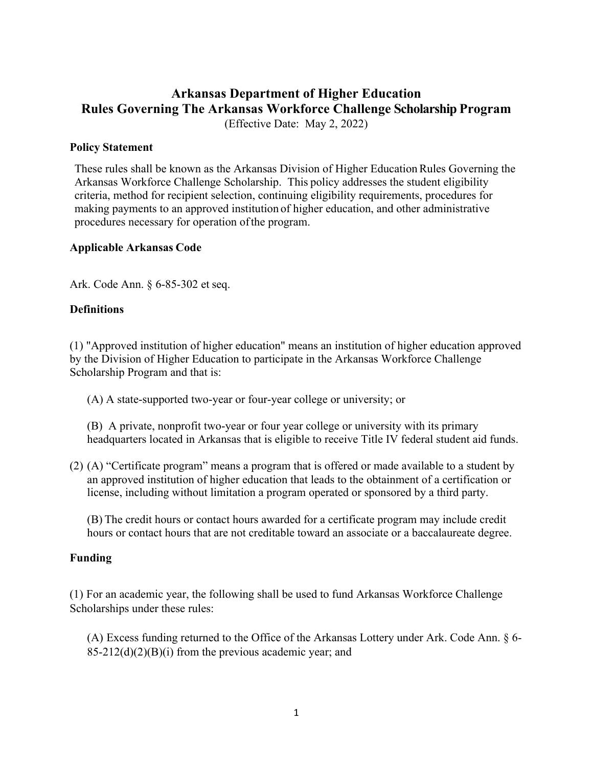# Arkansas Department of Higher Education
# Rules Governing The Arkansas Workforce Challenge Scholarship Program

(Effective Date: May 2, 2022)

### Policy Statement

These rules shall be known as the Arkansas Division of Higher Education Rules Governing the Arkansas Workforce Challenge Scholarship. This policy addresses the student eligibility criteria, method for recipient selection, continuing eligibility requirements, procedures for making payments to an approved institution of higher education, and other administrative procedures necessary for operation of the program.

### Applicable Arkansas Code

Ark. Code Ann. § 6-85-302 et seq.

### Definitions

(1) "Approved institution of higher education" means an institution of higher education approved by the Division of Higher Education to participate in the Arkansas Workforce Challenge Scholarship Program and that is:

(A) A state-supported two-year or four-year college or university; or

(B) A private, nonprofit two-year or four year college or university with its primary headquarters located in Arkansas that is eligible to receive Title IV federal student aid funds.

(2) (A) "Certificate program" means a program that is offered or made available to a student by an approved institution of higher education that leads to the obtainment of a certification or license, including without limitation a program operated or sponsored by a third party.

(B) The credit hours or contact hours awarded for a certificate program may include credit hours or contact hours that are not creditable toward an associate or a baccalaureate degree.

### Funding

(1) For an academic year, the following shall be used to fund Arkansas Workforce Challenge Scholarships under these rules:

(A) Excess funding returned to the Office of the Arkansas Lottery under Ark. Code Ann. § 6-85-212(d)(2)(B)(i) from the previous academic year; and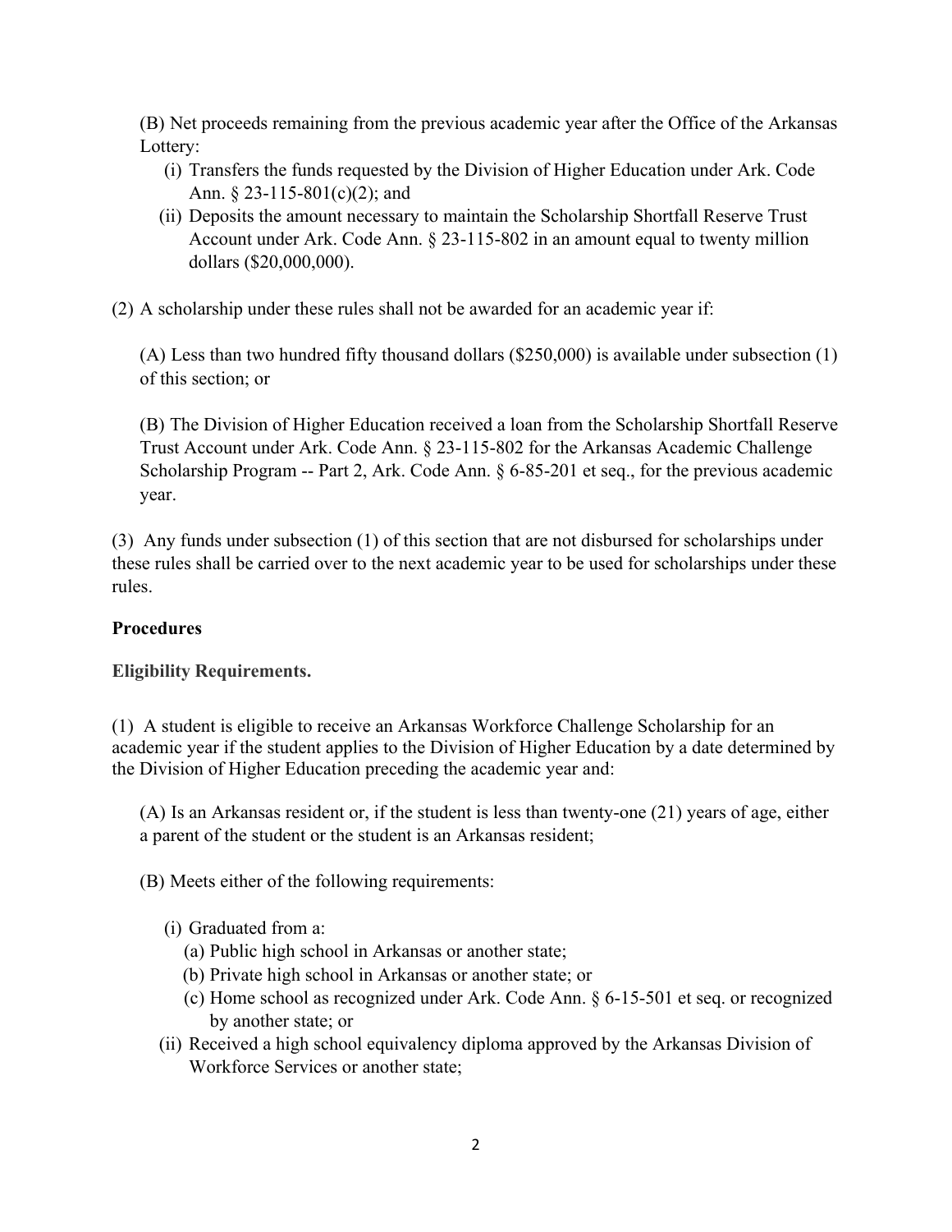(B) Net proceeds remaining from the previous academic year after the Office of the Arkansas Lottery:

- (i) Transfers the funds requested by the Division of Higher Education under Ark. Code Ann. § 23-115-801(c)(2); and
- (ii) Deposits the amount necessary to maintain the Scholarship Shortfall Reserve Trust Account under Ark. Code Ann. § 23-115-802 in an amount equal to twenty million dollars ($20,000,000).

(2) A scholarship under these rules shall not be awarded for an academic year if:

(A) Less than two hundred fifty thousand dollars ($250,000) is available under subsection (1) of this section; or

(B) The Division of Higher Education received a loan from the Scholarship Shortfall Reserve Trust Account under Ark. Code Ann. § 23-115-802 for the Arkansas Academic Challenge Scholarship Program -- Part 2, Ark. Code Ann. § 6-85-201 et seq., for the previous academic year.

(3) Any funds under subsection (1) of this section that are not disbursed for scholarships under these rules shall be carried over to the next academic year to be used for scholarships under these rules.

**Procedures**

**Eligibility Requirements.**

(1) A student is eligible to receive an Arkansas Workforce Challenge Scholarship for an academic year if the student applies to the Division of Higher Education by a date determined by the Division of Higher Education preceding the academic year and:

(A) Is an Arkansas resident or, if the student is less than twenty-one (21) years of age, either a parent of the student or the student is an Arkansas resident;

(B) Meets either of the following requirements:

- (i) Graduated from a:
  - (a) Public high school in Arkansas or another state;
  - (b) Private high school in Arkansas or another state; or
  - (c) Home school as recognized under Ark. Code Ann. § 6-15-501 et seq. or recognized by another state; or
- (ii) Received a high school equivalency diploma approved by the Arkansas Division of Workforce Services or another state;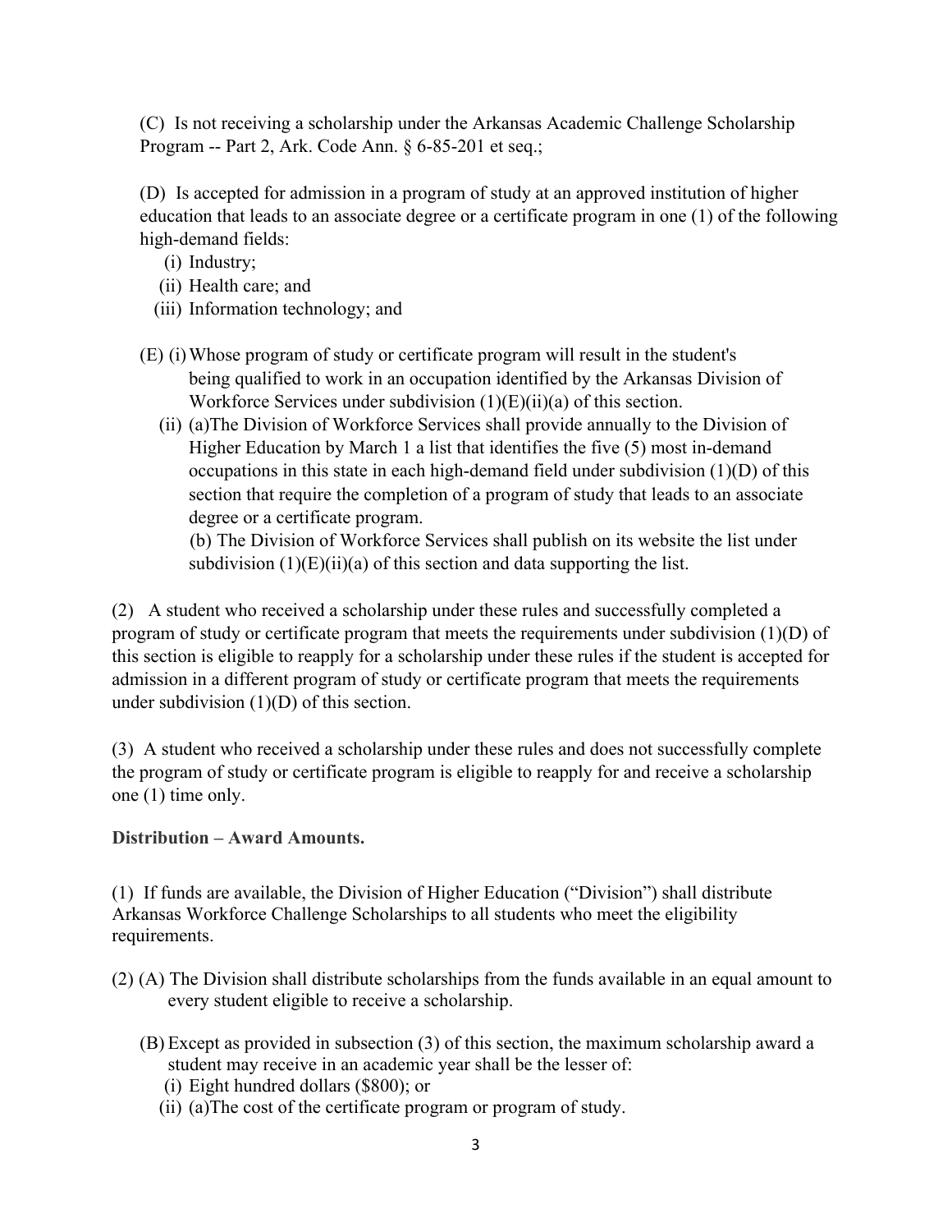(C) Is not receiving a scholarship under the Arkansas Academic Challenge Scholarship Program -- Part 2, Ark. Code Ann. § 6-85-201 et seq.;

(D) Is accepted for admission in a program of study at an approved institution of higher education that leads to an associate degree or a certificate program in one (1) of the following high-demand fields:

(i) Industry;
(ii) Health care; and
(iii) Information technology; and

(E) (i) Whose program of study or certificate program will result in the student's being qualified to work in an occupation identified by the Arkansas Division of Workforce Services under subdivision (1)(E)(ii)(a) of this section.

(ii) (a) The Division of Workforce Services shall provide annually to the Division of Higher Education by March 1 a list that identifies the five (5) most in-demand occupations in this state in each high-demand field under subdivision (1)(D) of this section that require the completion of a program of study that leads to an associate degree or a certificate program.

(b) The Division of Workforce Services shall publish on its website the list under subdivision (1)(E)(ii)(a) of this section and data supporting the list.

(2) A student who received a scholarship under these rules and successfully completed a program of study or certificate program that meets the requirements under subdivision (1)(D) of this section is eligible to reapply for a scholarship under these rules if the student is accepted for admission in a different program of study or certificate program that meets the requirements under subdivision (1)(D) of this section.

(3) A student who received a scholarship under these rules and does not successfully complete the program of study or certificate program is eligible to reapply for and receive a scholarship one (1) time only.

**Distribution – Award Amounts.**

(1) If funds are available, the Division of Higher Education ("Division") shall distribute Arkansas Workforce Challenge Scholarships to all students who meet the eligibility requirements.

(2) (A) The Division shall distribute scholarships from the funds available in an equal amount to every student eligible to receive a scholarship.

(B) Except as provided in subsection (3) of this section, the maximum scholarship award a student may receive in an academic year shall be the lesser of:

(i) Eight hundred dollars ($800); or
(ii) (a) The cost of the certificate program or program of study.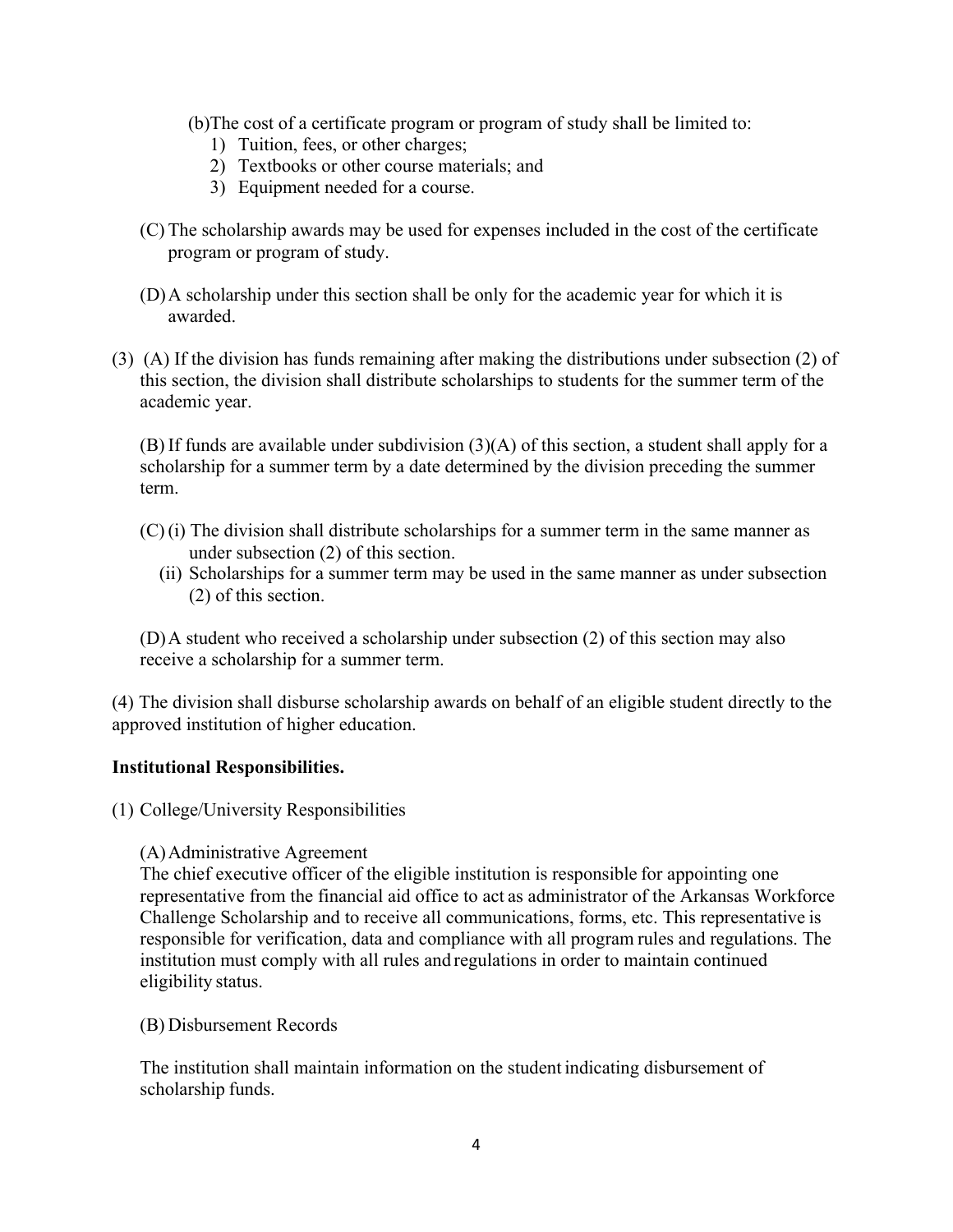(b)The cost of a certificate program or program of study shall be limited to:

1) Tuition, fees, or other charges;
2) Textbooks or other course materials; and
3) Equipment needed for a course.

(C) The scholarship awards may be used for expenses included in the cost of the certificate program or program of study.

(D) A scholarship under this section shall be only for the academic year for which it is awarded.

(3) (A) If the division has funds remaining after making the distributions under subsection (2) of this section, the division shall distribute scholarships to students for the summer term of the academic year.

(B) If funds are available under subdivision (3)(A) of this section, a student shall apply for a scholarship for a summer term by a date determined by the division preceding the summer term.

(C) (i) The division shall distribute scholarships for a summer term in the same manner as under subsection (2) of this section.

(ii) Scholarships for a summer term may be used in the same manner as under subsection (2) of this section.

(D) A student who received a scholarship under subsection (2) of this section may also receive a scholarship for a summer term.

(4) The division shall disburse scholarship awards on behalf of an eligible student directly to the approved institution of higher education.

**Institutional Responsibilities.**

(1) College/University Responsibilities

(A) Administrative Agreement

The chief executive officer of the eligible institution is responsible for appointing one representative from the financial aid office to act as administrator of the Arkansas Workforce Challenge Scholarship and to receive all communications, forms, etc. This representative is responsible for verification, data and compliance with all program rules and regulations. The institution must comply with all rules and regulations in order to maintain continued eligibility status.

(B) Disbursement Records

The institution shall maintain information on the student indicating disbursement of scholarship funds.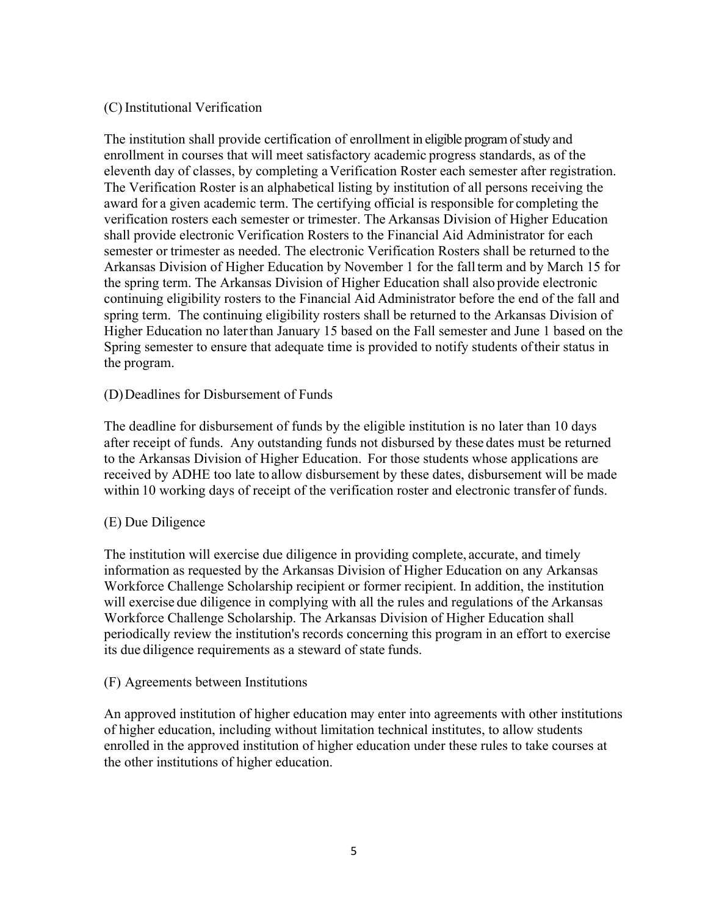(C) Institutional Verification

The institution shall provide certification of enrollment in eligible program of study and enrollment in courses that will meet satisfactory academic progress standards, as of the eleventh day of classes, by completing a Verification Roster each semester after registration. The Verification Roster is an alphabetical listing by institution of all persons receiving the award for a given academic term. The certifying official is responsible for completing the verification rosters each semester or trimester. The Arkansas Division of Higher Education shall provide electronic Verification Rosters to the Financial Aid Administrator for each semester or trimester as needed. The electronic Verification Rosters shall be returned to the Arkansas Division of Higher Education by November 1 for the fall term and by March 15 for the spring term. The Arkansas Division of Higher Education shall also provide electronic continuing eligibility rosters to the Financial Aid Administrator before the end of the fall and spring term. The continuing eligibility rosters shall be returned to the Arkansas Division of Higher Education no later than January 15 based on the Fall semester and June 1 based on the Spring semester to ensure that adequate time is provided to notify students of their status in the program.

(D) Deadlines for Disbursement of Funds

The deadline for disbursement of funds by the eligible institution is no later than 10 days after receipt of funds. Any outstanding funds not disbursed by these dates must be returned to the Arkansas Division of Higher Education. For those students whose applications are received by ADHE too late to allow disbursement by these dates, disbursement will be made within 10 working days of receipt of the verification roster and electronic transfer of funds.

(E) Due Diligence

The institution will exercise due diligence in providing complete, accurate, and timely information as requested by the Arkansas Division of Higher Education on any Arkansas Workforce Challenge Scholarship recipient or former recipient. In addition, the institution will exercise due diligence in complying with all the rules and regulations of the Arkansas Workforce Challenge Scholarship. The Arkansas Division of Higher Education shall periodically review the institution's records concerning this program in an effort to exercise its due diligence requirements as a steward of state funds.

(F) Agreements between Institutions

An approved institution of higher education may enter into agreements with other institutions of higher education, including without limitation technical institutes, to allow students enrolled in the approved institution of higher education under these rules to take courses at the other institutions of higher education.